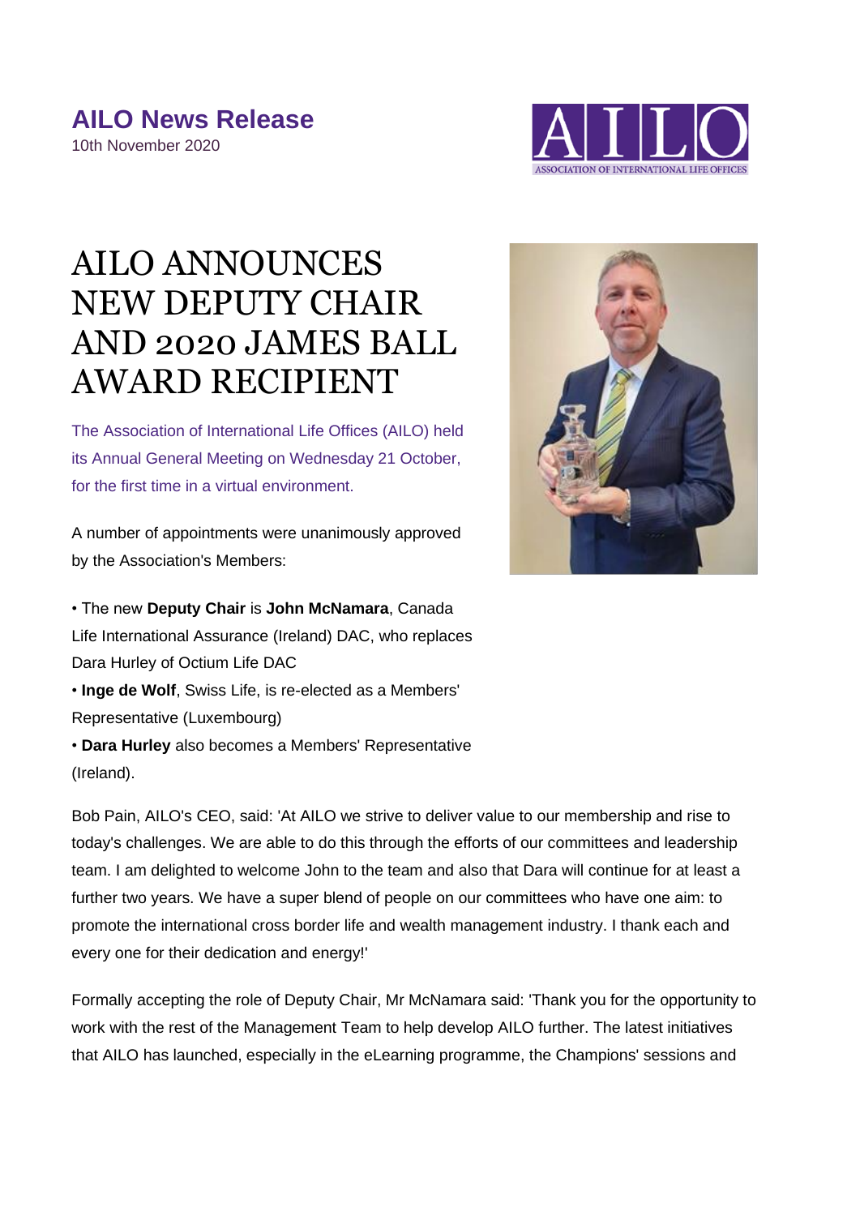**AILO News Release**
10th November 2020

# AILO ANNOUNCES NEW DEPUTY CHAIR AND 2020 JAMES BALL AWARD RECIPIENT

The Association of International Life Offices (AILO) held its Annual General Meeting on Wednesday 21 October, for the first time in a virtual environment.

A number of appointments were unanimously approved by the Association's Members:

- The new **Deputy Chair** is **John McNamara**, Canada Life International Assurance (Ireland) DAC, who replaces Dara Hurley of Octium Life DAC
- **Inge de Wolf**, Swiss Life, is re-elected as a Members' Representative (Luxembourg)
- **Dara Hurley** also becomes a Members' Representative (Ireland).

Bob Pain, AILO's CEO, said: 'At AILO we strive to deliver value to our membership and rise to today's challenges. We are able to do this through the efforts of our committees and leadership team. I am delighted to welcome John to the team and also that Dara will continue for at least a further two years. We have a super blend of people on our committees who have one aim: to promote the international cross border life and wealth management industry. I thank each and every one for their dedication and energy!'

Formally accepting the role of Deputy Chair, Mr McNamara said: 'Thank you for the opportunity to work with the rest of the Management Team to help develop AILO further. The latest initiatives that AILO has launched, especially in the eLearning programme, the Champions' sessions and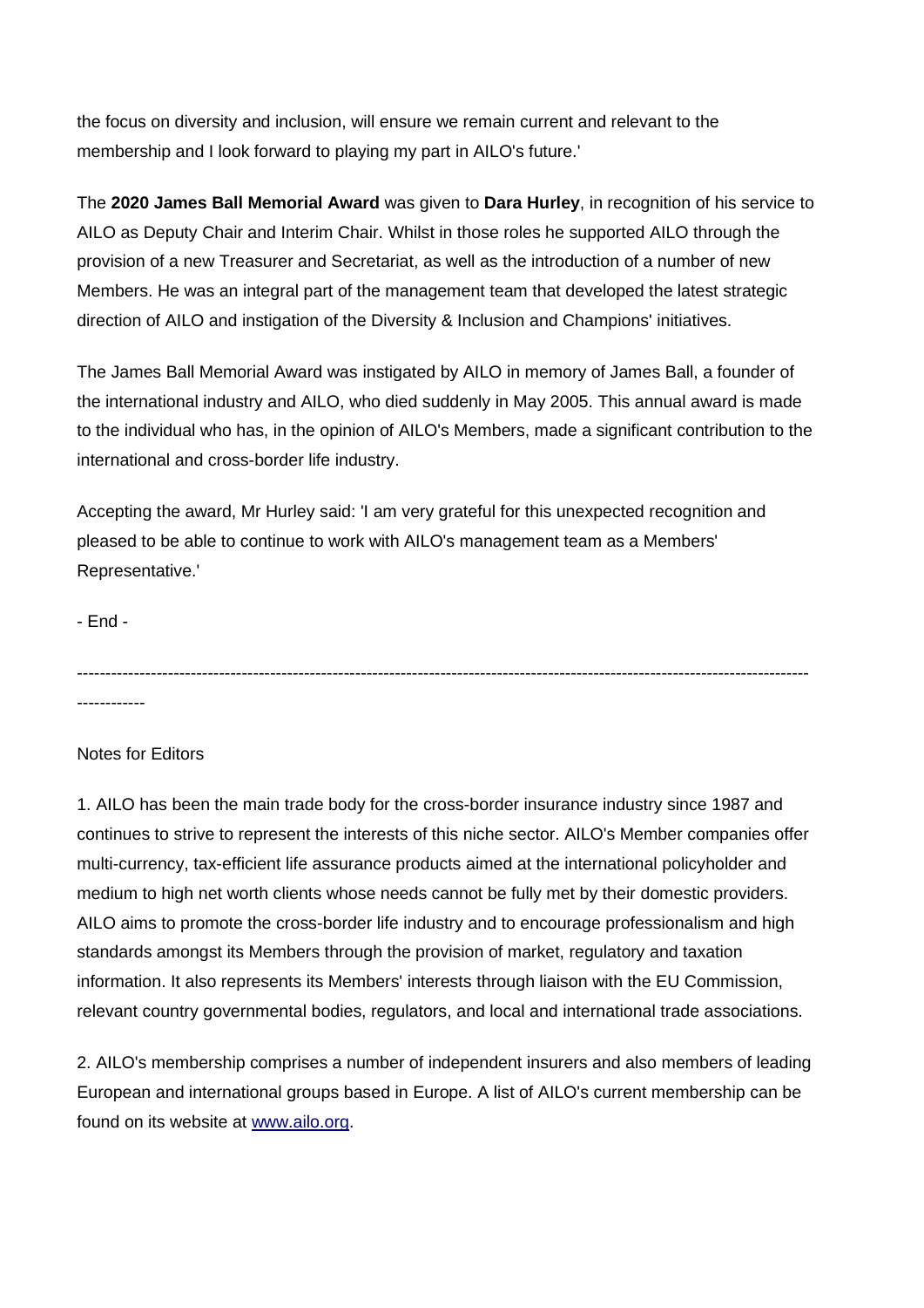the focus on diversity and inclusion, will ensure we remain current and relevant to the membership and I look forward to playing my part in AILO's future.'

The **2020 James Ball Memorial Award** was given to **Dara Hurley**, in recognition of his service to AILO as Deputy Chair and Interim Chair. Whilst in those roles he supported AILO through the provision of a new Treasurer and Secretariat, as well as the introduction of a number of new Members. He was an integral part of the management team that developed the latest strategic direction of AILO and instigation of the Diversity & Inclusion and Champions' initiatives.

The James Ball Memorial Award was instigated by AILO in memory of James Ball, a founder of the international industry and AILO, who died suddenly in May 2005. This annual award is made to the individual who has, in the opinion of AILO's Members, made a significant contribution to the international and cross-border life industry.

Accepting the award, Mr Hurley said: 'I am very grateful for this unexpected recognition and pleased to be able to continue to work with AILO's management team as a Members' Representative.'

- End -

---

Notes for Editors

1. AILO has been the main trade body for the cross-border insurance industry since 1987 and continues to strive to represent the interests of this niche sector. AILO's Member companies offer multi-currency, tax-efficient life assurance products aimed at the international policyholder and medium to high net worth clients whose needs cannot be fully met by their domestic providers. AILO aims to promote the cross-border life industry and to encourage professionalism and high standards amongst its Members through the provision of market, regulatory and taxation information. It also represents its Members' interests through liaison with the EU Commission, relevant country governmental bodies, regulators, and local and international trade associations.

2. AILO's membership comprises a number of independent insurers and also members of leading European and international groups based in Europe. A list of AILO's current membership can be found on its website at [www.ailo.org](http://www.ailo.org).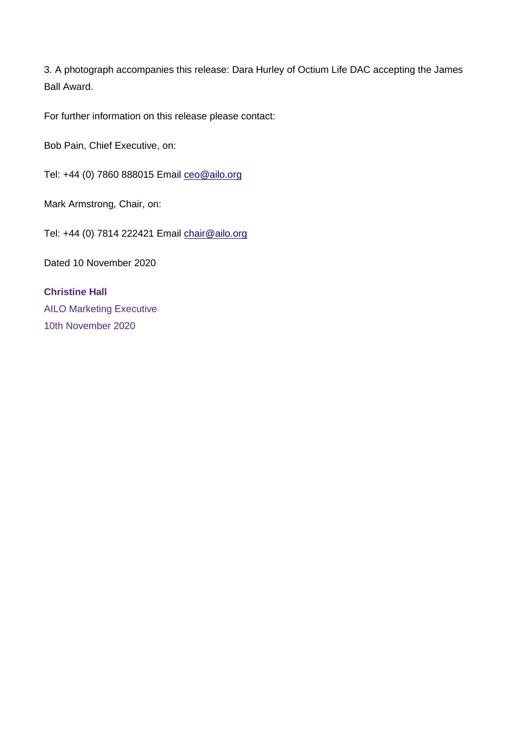3. A photograph accompanies this release: Dara Hurley of Octium Life DAC accepting the James Ball Award.

For further information on this release please contact:

Bob Pain, Chief Executive, on:

Tel: +44 (0) 7860 888015 Email ceo@ailo.org

Mark Armstrong, Chair, on:

Tel: +44 (0) 7814 222421 Email chair@ailo.org

Dated 10 November 2020

**Christine Hall**
AILO Marketing Executive
10th November 2020